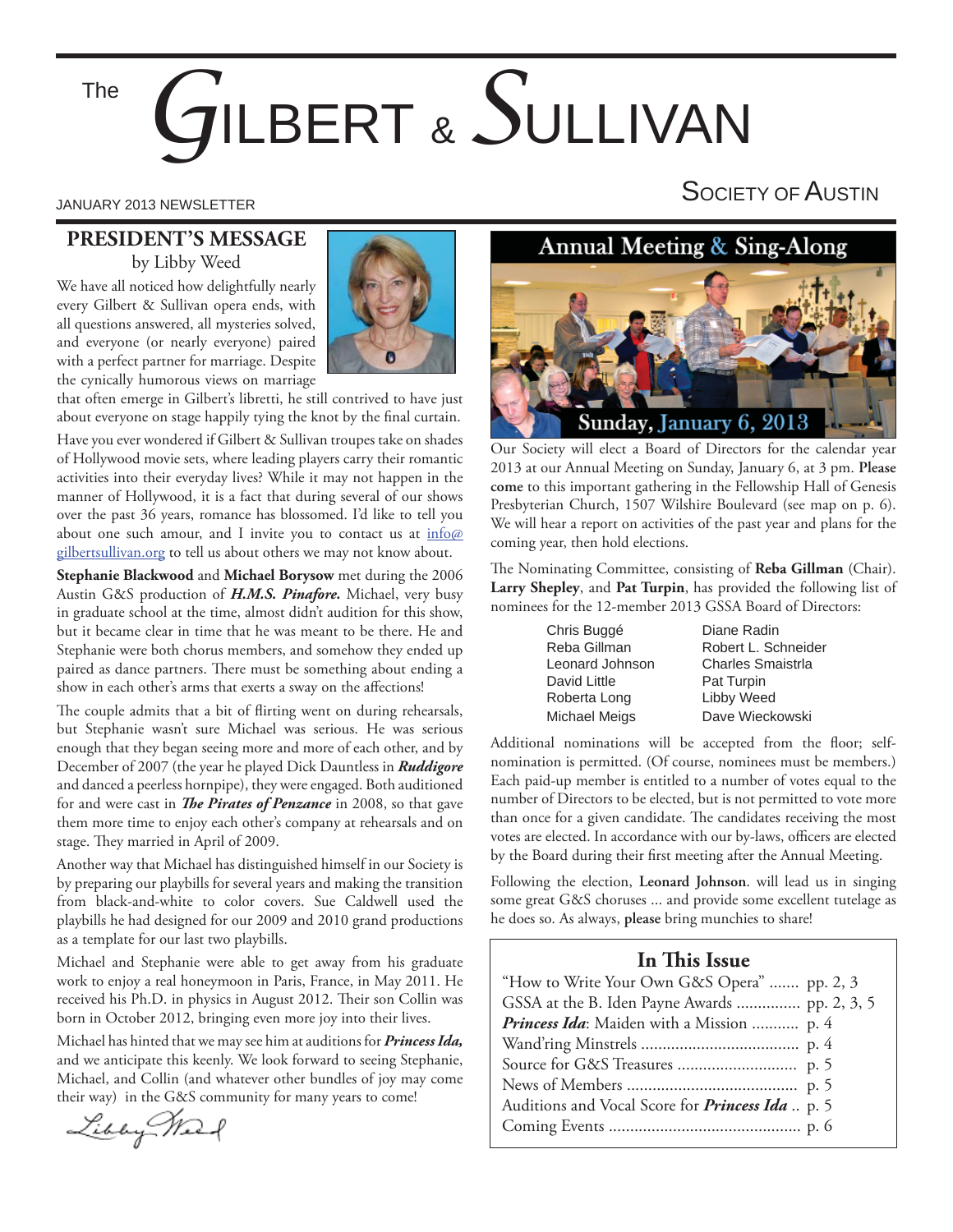# The Gilbert & Sullivan Society of Austin

JANUARY 2013 NEWSLETTER

## PRESIDENT'S MESSAGE

by Libby Weed

We have all noticed how delightfully nearly every Gilbert & Sullivan opera ends, with all questions answered, all mysteries solved, and everyone (or nearly everyone) paired with a perfect partner for marriage. Despite the cynically humorous views on marriage that often emerge in Gilbert's libretti, he still contrived to have just about everyone on stage happily tying the knot by the final curtain.

Have you ever wondered if Gilbert & Sullivan troupes take on shades of Hollywood movie sets, where leading players carry their romantic activities into their everyday lives? While it may not happen in the manner of Hollywood, it is a fact that during several of our shows over the past 36 years, romance has blossomed. I'd like to tell you about one such amour, and I invite you to contact us at info@gilbertsullivan.org to tell us about others we may not know about.

**Stephanie Blackwood** and **Michael Borysow** met during the 2006 Austin G&S production of ***H.M.S. Pinafore.*** Michael, very busy in graduate school at the time, almost didn't audition for this show, but it became clear in time that he was meant to be there. He and Stephanie were both chorus members, and somehow they ended up paired as dance partners. There must be something about ending a show in each other's arms that exerts a sway on the affections!

The couple admits that a bit of flirting went on during rehearsals, but Stephanie wasn't sure Michael was serious. He was serious enough that they began seeing more and more of each other, and by December of 2007 (the year he played Dick Dauntless in ***Ruddigore*** and danced a peerless hornpipe), they were engaged. Both auditioned for and were cast in ***The Pirates of Penzance*** in 2008, so that gave them more time to enjoy each other's company at rehearsals and on stage. They married in April of 2009.

Another way that Michael has distinguished himself in our Society is by preparing our playbills for several years and making the transition from black-and-white to color covers. Sue Caldwell used the playbills he had designed for our 2009 and 2010 grand productions as a template for our last two playbills.

Michael and Stephanie were able to get away from his graduate work to enjoy a real honeymoon in Paris, France, in May 2011. He received his Ph.D. in physics in August 2012. Their son Collin was born in October 2012, bringing even more joy into their lives.

Michael has hinted that we may see him at auditions for ***Princess Ida,*** and we anticipate this keenly. We look forward to seeing Stephanie, Michael, and Collin (and whatever other bundles of joy may come their way) in the G&S community for many years to come!

Libby Weed

## Annual Meeting & Sing-Along

Sunday, January 6, 2013

Our Society will elect a Board of Directors for the calendar year 2013 at our Annual Meeting on Sunday, January 6, at 3 pm. **Please come** to this important gathering in the Fellowship Hall of Genesis Presbyterian Church, 1507 Wilshire Boulevard (see map on p. 6). We will hear a report on activities of the past year and plans for the coming year, then hold elections.

The Nominating Committee, consisting of **Reba Gillman** (Chair). **Larry Shepley**, and **Pat Turpin**, has provided the following list of nominees for the 12-member 2013 GSSA Board of Directors:

| | |
|---|---|
| Chris Buggé | Diane Radin |
| Reba Gillman | Robert L. Schneider |
| Leonard Johnson | Charles Smaistrla |
| David Little | Pat Turpin |
| Roberta Long | Libby Weed |
| Michael Meigs | Dave Wieckowski |

Additional nominations will be accepted from the floor; self-nomination is permitted. (Of course, nominees must be members.) Each paid-up member is entitled to a number of votes equal to the number of Directors to be elected, but is not permitted to vote more than once for a given candidate. The candidates receiving the most votes are elected. In accordance with our by-laws, officers are elected by the Board during their first meeting after the Annual Meeting.

Following the election, **Leonard Johnson**. will lead us in singing some great G&S choruses ... and provide some excellent tutelage as he does so. As always, **please** bring munchies to share!

## In This Issue

- "How to Write Your Own G&S Opera" ....... pp. 2, 3
- GSSA at the B. Iden Payne Awards ............... pp. 2, 3, 5
- ***Princess Ida***: Maiden with a Mission ........... p. 4
- Wand'ring Minstrels ..................................... p. 4
- Source for G&S Treasures ............................ p. 5
- News of Members ........................................ p. 5
- Auditions and Vocal Score for ***Princess Ida*** .. p. 5
- Coming Events ............................................. p. 6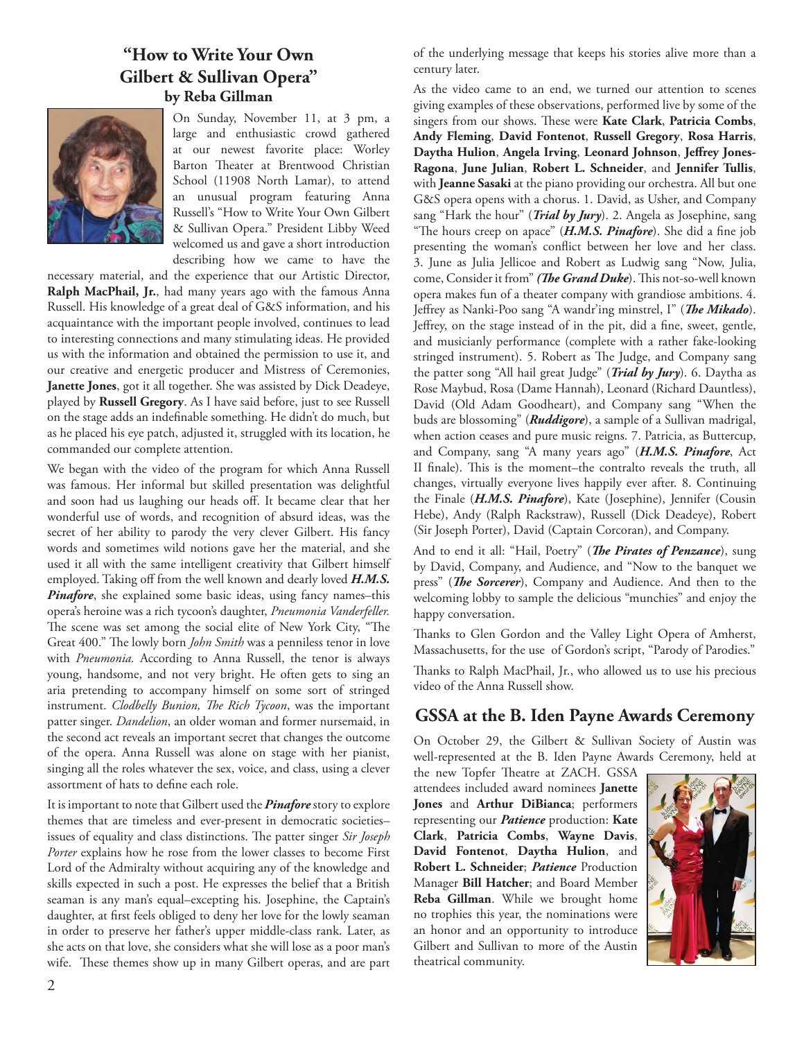## "How to Write Your Own Gilbert & Sullivan Opera"

### by Reba Gillman

On Sunday, November 11, at 3 pm, a large and enthusiastic crowd gathered at our newest favorite place: Worley Barton Theater at Brentwood Christian School (11908 North Lamar), to attend an unusual program featuring Anna Russell's "How to Write Your Own Gilbert & Sullivan Opera." President Libby Weed welcomed us and gave a short introduction describing how we came to have the necessary material, and the experience that our Artistic Director, **Ralph MacPhail, Jr.**, had many years ago with the famous Anna Russell. His knowledge of a great deal of G&S information, and his acquaintance with the important people involved, continues to lead to interesting connections and many stimulating ideas. He provided us with the information and obtained the permission to use it, and our creative and energetic producer and Mistress of Ceremonies, **Janette Jones**, got it all together. She was assisted by Dick Deadeye, played by **Russell Gregory**. As I have said before, just to see Russell on the stage adds an indefinable something. He didn't do much, but as he placed his eye patch, adjusted it, struggled with its location, he commanded our complete attention.

We began with the video of the program for which Anna Russell was famous. Her informal but skilled presentation was delightful and soon had us laughing our heads off. It became clear that her wonderful use of words, and recognition of absurd ideas, was the secret of her ability to parody the very clever Gilbert. His fancy words and sometimes wild notions gave her the material, and she used it all with the same intelligent creativity that Gilbert himself employed. Taking off from the well known and dearly loved ***H.M.S. Pinafore***, she explained some basic ideas, using fancy names–this opera's heroine was a rich tycoon's daughter, *Pneumonia Vanderfeller.* The scene was set among the social elite of New York City, "The Great 400." The lowly born *John Smith* was a penniless tenor in love with *Pneumonia.* According to Anna Russell, the tenor is always young, handsome, and not very bright. He often gets to sing an aria pretending to accompany himself on some sort of stringed instrument. *Clodbelly Bunion, The Rich Tycoon*, was the important patter singer. *Dandelion*, an older woman and former nursemaid, in the second act reveals an important secret that changes the outcome of the opera. Anna Russell was alone on stage with her pianist, singing all the roles whatever the sex, voice, and class, using a clever assortment of hats to define each role.

It is important to note that Gilbert used the ***Pinafore*** story to explore themes that are timeless and ever-present in democratic societies–issues of equality and class distinctions. The patter singer *Sir Joseph Porter* explains how he rose from the lower classes to become First Lord of the Admiralty without acquiring any of the knowledge and skills expected in such a post. He expresses the belief that a British seaman is any man's equal–excepting his. Josephine, the Captain's daughter, at first feels obliged to deny her love for the lowly seaman in order to preserve her father's upper middle-class rank. Later, as she acts on that love, she considers what she will lose as a poor man's wife. These themes show up in many Gilbert operas, and are part of the underlying message that keeps his stories alive more than a century later.

As the video came to an end, we turned our attention to scenes giving examples of these observations, performed live by some of the singers from our shows. These were **Kate Clark**, **Patricia Combs**, **Andy Fleming**, **David Fontenot**, **Russell Gregory**, **Rosa Harris**, **Daytha Hulion**, **Angela Irving**, **Leonard Johnson**, **Jeffrey Jones-Ragona**, **June Julian**, **Robert L. Schneider**, and **Jennifer Tullis**, with **Jeanne Sasaki** at the piano providing our orchestra. All but one G&S opera opens with a chorus. 1. David, as Usher, and Company sang "Hark the hour" (***Trial by Jury***). 2. Angela as Josephine, sang "The hours creep on apace" (***H.M.S. Pinafore***). She did a fine job presenting the woman's conflict between her love and her class. 3. June as Julia Jellicoe and Robert as Ludwig sang "Now, Julia, come, Consider it from" (***The Grand Duke***). This not-so-well known opera makes fun of a theater company with grandiose ambitions. 4. Jeffrey as Nanki-Poo sang "A wandr'ing minstrel, I" (***The Mikado***). Jeffrey, on the stage instead of in the pit, did a fine, sweet, gentle, and musicianly performance (complete with a rather fake-looking stringed instrument). 5. Robert as The Judge, and Company sang the patter song "All hail great Judge" (***Trial by Jury***). 6. Daytha as Rose Maybud, Rosa (Dame Hannah), Leonard (Richard Dauntless), David (Old Adam Goodheart), and Company sang "When the buds are blossoming" (***Ruddigore***), a sample of a Sullivan madrigal, when action ceases and pure music reigns. 7. Patricia, as Buttercup, and Company, sang "A many years ago" (***H.M.S. Pinafore***, Act II finale). This is the moment–the contralto reveals the truth, all changes, virtually everyone lives happily ever after. 8. Continuing the Finale (***H.M.S. Pinafore***), Kate (Josephine), Jennifer (Cousin Hebe), Andy (Ralph Rackstraw), Russell (Dick Deadeye), Robert (Sir Joseph Porter), David (Captain Corcoran), and Company.

And to end it all: "Hail, Poetry" (***The Pirates of Penzance***), sung by David, Company, and Audience, and "Now to the banquet we press" (***The Sorcerer***), Company and Audience. And then to the welcoming lobby to sample the delicious "munchies" and enjoy the happy conversation.

Thanks to Glen Gordon and the Valley Light Opera of Amherst, Massachusetts, for the use of Gordon's script, "Parody of Parodies."

Thanks to Ralph MacPhail, Jr., who allowed us to use his precious video of the Anna Russell show.

## GSSA at the B. Iden Payne Awards Ceremony

On October 29, the Gilbert & Sullivan Society of Austin was well-represented at the B. Iden Payne Awards Ceremony, held at the new Topfer Theatre at ZACH. GSSA attendees included award nominees **Janette Jones** and **Arthur DiBianca**; performers representing our ***Patience*** production: **Kate Clark**, **Patricia Combs**, **Wayne Davis**, **David Fontenot**, **Daytha Hulion**, and **Robert L. Schneider**; ***Patience*** Production Manager **Bill Hatcher**; and Board Member **Reba Gillman**. While we brought home no trophies this year, the nominations were an honor and an opportunity to introduce Gilbert and Sullivan to more of the Austin theatrical community.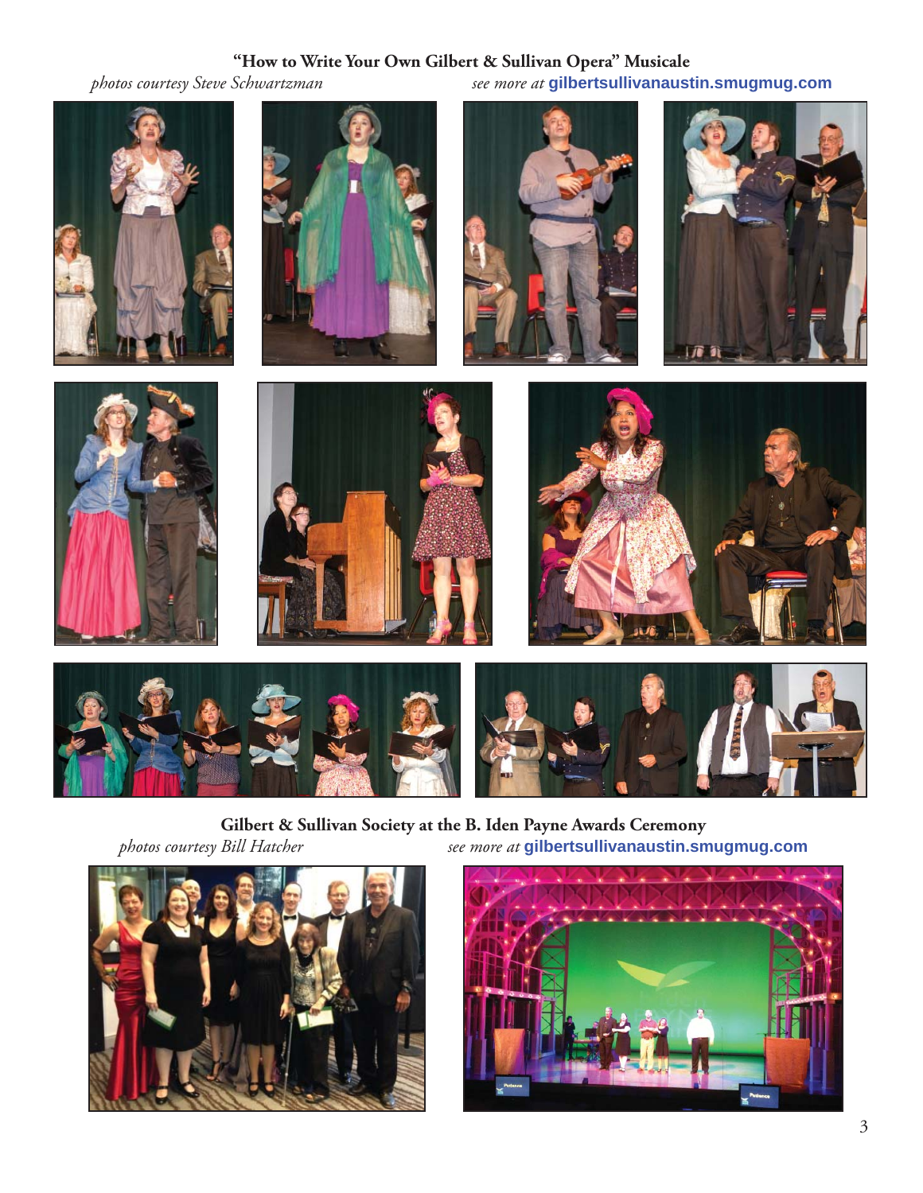**"How to Write Your Own Gilbert & Sullivan Opera" Musicale**

*photos courtesy Steve Schwartzman* *see more at* **gilbertsullivanaustin.smugmug.com**

**Gilbert & Sullivan Society at the B. Iden Payne Awards Ceremony**

*photos courtesy Bill Hatcher* *see more at* **gilbertsullivanaustin.smugmug.com**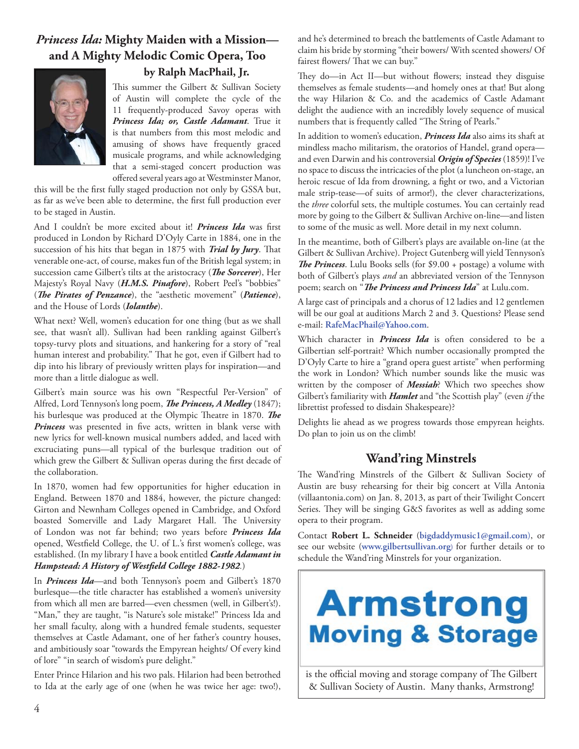## *Princess Ida:* Mighty Maiden with a Mission—and A Mighty Melodic Comic Opera, Too

### by Ralph MacPhail, Jr.

This summer the Gilbert & Sullivan Society of Austin will complete the cycle of the 11 frequently-produced Savoy operas with ***Princess Ida; or, Castle Adamant***. True it is that numbers from this most melodic and amusing of shows have frequently graced musicale programs, and while acknowledging that a semi-staged concert production was offered several years ago at Westminster Manor, this will be the first fully staged production not only by GSSA but, as far as we've been able to determine, the first full production ever to be staged in Austin.

And I couldn't be more excited about it! ***Princess Ida*** was first produced in London by Richard D'Oyly Carte in 1884, one in the succession of his hits that began in 1875 with ***Trial by Jury***. That venerable one-act, of course, makes fun of the British legal system; in succession came Gilbert's tilts at the aristocracy (***The Sorcerer***), Her Majesty's Royal Navy (***H.M.S. Pinafore***), Robert Peel's "bobbies" (***The Pirates of Penzance***), the "aesthetic movement" (***Patience***), and the House of Lords (***Iolanthe***).

What next? Well, women's education for one thing (but as we shall see, that wasn't all). Sullivan had been rankling against Gilbert's topsy-turvy plots and situations, and hankering for a story of "real human interest and probability." That he got, even if Gilbert had to dip into his library of previously written plays for inspiration—and more than a little dialogue as well.

Gilbert's main source was his own "Respectful Per-Version" of Alfred, Lord Tennyson's long poem, ***The Princess, A Medley*** (1847); his burlesque was produced at the Olympic Theatre in 1870. ***The Princess*** was presented in five acts, written in blank verse with new lyrics for well-known musical numbers added, and laced with excruciating puns—all typical of the burlesque tradition out of which grew the Gilbert & Sullivan operas during the first decade of the collaboration.

In 1870, women had few opportunities for higher education in England. Between 1870 and 1884, however, the picture changed: Girton and Newnham Colleges opened in Cambridge, and Oxford boasted Somerville and Lady Margaret Hall. The University of London was not far behind; two years before ***Princess Ida*** opened, Westfield College, the U. of L.'s first women's college, was established. (In my library I have a book entitled ***Castle Adamant in Hampstead: A History of Westfield College 1882-1982***.)

In ***Princess Ida***—and both Tennyson's poem and Gilbert's 1870 burlesque—the title character has established a women's university from which all men are barred—even chessmen (well, in Gilbert's!). "Man," they are taught, "is Nature's sole mistake!" Princess Ida and her small faculty, along with a hundred female students, sequester themselves at Castle Adamant, one of her father's country houses, and ambitiously soar "towards the Empyrean heights/ Of every kind of lore" "in search of wisdom's pure delight."

Enter Prince Hilarion and his two pals. Hilarion had been betrothed to Ida at the early age of one (when he was twice her age: two!), and he's determined to breach the battlements of Castle Adamant to claim his bride by storming "their bowers/ With scented showers/ Of fairest flowers/ That we can buy."

They do—in Act II—but without flowers; instead they disguise themselves as female students—and homely ones at that! But along the way Hilarion & Co. and the academics of Castle Adamant delight the audience with an incredibly lovely sequence of musical numbers that is frequently called "The String of Pearls."

In addition to women's education, ***Princess Ida*** also aims its shaft at mindless macho militarism, the oratorios of Handel, grand opera—and even Darwin and his controversial ***Origin of Species*** (1859)! I've no space to discuss the intricacies of the plot (a luncheon on-stage, an heroic rescue of Ida from drowning, a fight or two, and a Victorian male strip-tease—of suits of armor!), the clever characterizations, the *three* colorful sets, the multiple costumes. You can certainly read more by going to the Gilbert & Sullivan Archive on-line—and listen to some of the music as well. More detail in my next column.

In the meantime, both of Gilbert's plays are available on-line (at the Gilbert & Sullivan Archive). Project Gutenberg will yield Tennyson's ***The Princess***. Lulu Books sells (for $9.00 + postage) a volume with both of Gilbert's plays *and* an abbreviated version of the Tennyson poem; search on "***The Princess and Princess Ida***" at Lulu.com.

A large cast of principals and a chorus of 12 ladies and 12 gentlemen will be our goal at auditions March 2 and 3. Questions? Please send e-mail: **RafeMacPhail@Yahoo.com**.

Which character in ***Princess Ida*** is often considered to be a Gilbertian self-portrait? Which number occasionally prompted the D'Oyly Carte to hire a "grand opera guest artiste" when performing the work in London? Which number sounds like the music was written by the composer of ***Messiah***? Which two speeches show Gilbert's familiarity with ***Hamlet*** and "the Scottish play" (even *if* the librettist professed to disdain Shakespeare)?

Delights lie ahead as we progress towards those empyrean heights. Do plan to join us on the climb!

## Wand'ring Minstrels

The Wand'ring Minstrels of the Gilbert & Sullivan Society of Austin are busy rehearsing for their big concert at Villa Antonia (villaantonia.com) on Jan. 8, 2013, as part of their Twilight Concert Series. They will be singing G&S favorites as well as adding some opera to their program.

Contact **Robert L. Schneider** (**bigdaddymusic1@gmail.com**), or see our website (**www.gilbertsullivan.org**) for further details or to schedule the Wand'ring Minstrels for your organization.

**Armstrong Moving & Storage**

is the official moving and storage company of The Gilbert & Sullivan Society of Austin. Many thanks, Armstrong!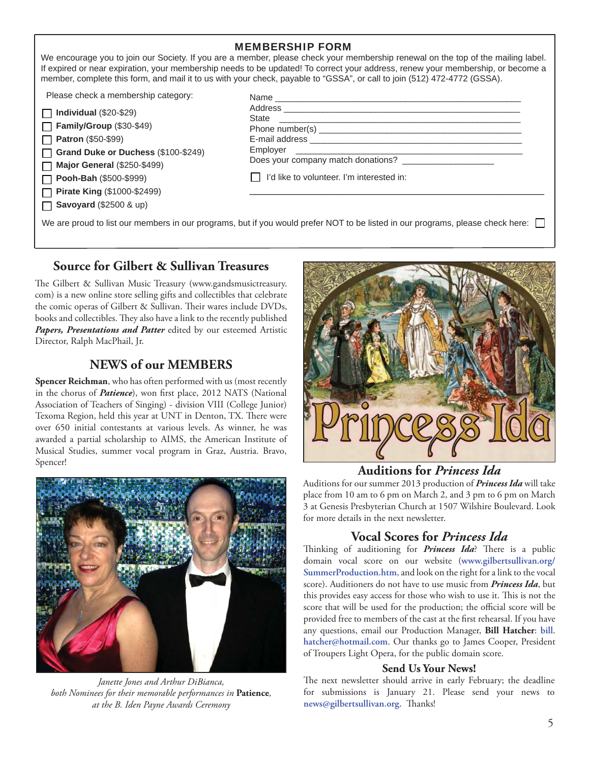## MEMBERSHIP FORM

We encourage you to join our Society. If you are a member, please check your membership renewal on the top of the mailing label. If expired or near expiration, your membership needs to be updated! To correct your address, renew your membership, or become a member, complete this form, and mail it to us with your check, payable to "GSSA", or call to join (512) 472-4772 (GSSA).

Please check a membership category:

- ☐ **Individual** ($20-$29)
- ☐ **Family/Group** ($30-$49)
- ☐ **Patron** ($50-$99)
- ☐ **Grand Duke or Duchess** ($100-$249)
- ☐ **Major General** ($250-$499)
- ☐ **Pooh-Bah** ($500-$999)
- ☐ **Pirate King** ($1000-$2499)
- ☐ **Savoyard** ($2500 & up)

Name ______________________________
Address ______________________________
State ______________________________
Phone number(s) ______________________________
E-mail address ______________________________
Employer ______________________________
Does your company match donations? ____________

☐ I'd like to volunteer. I'm interested in:

______________________________

We are proud to list our members in our programs, but if you would prefer NOT to be listed in our programs, please check here: ☐

## Source for Gilbert & Sullivan Treasures

The Gilbert & Sullivan Music Treasury (www.gandsmusictreasury.com) is a new online store selling gifts and collectibles that celebrate the comic operas of Gilbert & Sullivan. Their wares include DVDs, books and collectibles. They also have a link to the recently published ***Papers, Presentations and Patter*** edited by our esteemed Artistic Director, Ralph MacPhail, Jr.

## NEWS of our MEMBERS

**Spencer Reichman**, who has often performed with us (most recently in the chorus of ***Patience***), won first place, 2012 NATS (National Association of Teachers of Singing) - division VIII (College Junior) Texoma Region, held this year at UNT in Denton, TX. There were over 650 initial contestants at various levels. As winner, he was awarded a partial scholarship to AIMS, the American Institute of Musical Studies, summer vocal program in Graz, Austria. Bravo, Spencer!

*Janette Jones and Arthur DiBianca, both Nominees for their memorable performances in* **Patience***, at the B. Iden Payne Awards Ceremony*

## Auditions for *Princess Ida*

Auditions for our summer 2013 production of ***Princess Ida*** will take place from 10 am to 6 pm on March 2, and 3 pm to 6 pm on March 3 at Genesis Presbyterian Church at 1507 Wilshire Boulevard. Look for more details in the next newsletter.

## Vocal Scores for *Princess Ida*

Thinking of auditioning for ***Princess Ida***? There is a public domain vocal score on our website (**www.gilbertsullivan.org/SummerProduction.htm**, and look on the right for a link to the vocal score). Auditioners do not have to use music from ***Princess Ida***, but this provides easy access for those who wish to use it. This is not the score that will be used for the production; the official score will be provided free to members of the cast at the first rehearsal. If you have any questions, email our Production Manager, **Bill Hatcher**: **bill.hatcher@hotmail.com**. Our thanks go to James Cooper, President of Troupers Light Opera, for the public domain score.

### Send Us Your News!

The next newsletter should arrive in early February; the deadline for submissions is January 21. Please send your news to **news@gilbertsullivan.org**. Thanks!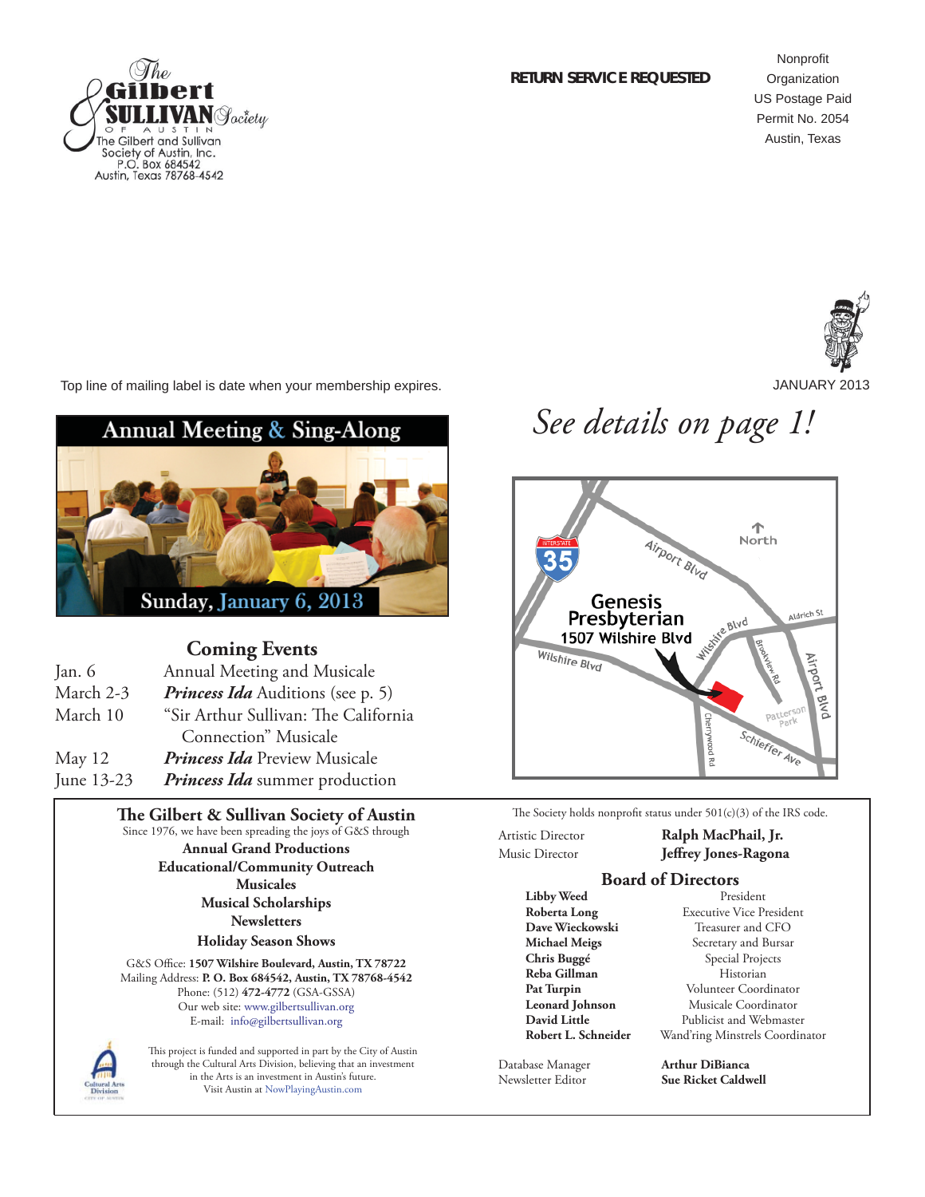The Gilbert and Sullivan Society of Austin, Inc.
P.O. Box 684542
Austin, Texas 78768-4542

**RETURN SERVICE REQUESTED**

Nonprofit Organization
US Postage Paid
Permit No. 2054
Austin, Texas

Top line of mailing label is date when your membership expires.

JANUARY 2013

## Annual Meeting & Sing-Along

Sunday, January 6, 2013

*See details on page 1!*

North

Genesis Presbyterian
1507 Wilshire Blvd

Airport Blvd
Wilshire Blvd
Aldrich St
Brookview Rd
Cherrywood Rd
Patterson Park
Schieffer Ave
Interstate 35

## Coming Events

| | |
|---|---|
| Jan. 6 | Annual Meeting and Musicale |
| March 2-3 | ***Princess Ida*** Auditions (see p. 5) |
| March 10 | "Sir Arthur Sullivan: The California Connection" Musicale |
| May 12 | ***Princess Ida*** Preview Musicale |
| June 13-23 | ***Princess Ida*** summer production |

## The Gilbert & Sullivan Society of Austin

Since 1976, we have been spreading the joys of G&S through

**Annual Grand Productions**
**Educational/Community Outreach**
**Musicales**
**Musical Scholarships**
**Newsletters**
**Holiday Season Shows**

G&S Office: **1507 Wilshire Boulevard, Austin, TX 78722**
Mailing Address: **P. O. Box 684542, Austin, TX 78768-4542**
Phone: (512) **472-4772** (GSA-GSSA)
Our web site: www.gilbertsullivan.org
E-mail: info@gilbertsullivan.org

This project is funded and supported in part by the City of Austin through the Cultural Arts Division, believing that an investment in the Arts is an investment in Austin's future.
Visit Austin at NowPlayingAustin.com

The Society holds nonprofit status under 501(c)(3) of the IRS code.

| | |
|---|---|
| Artistic Director | **Ralph MacPhail, Jr.** |
| Music Director | **Jeffrey Jones-Ragona** |

### Board of Directors

| | |
|---|---|
| **Libby Weed** | President |
| **Roberta Long** | Executive Vice President |
| **Dave Wieckowski** | Treasurer and CFO |
| **Michael Meigs** | Secretary and Bursar |
| **Chris Buggé** | Special Projects |
| **Reba Gillman** | Historian |
| **Pat Turpin** | Volunteer Coordinator |
| **Leonard Johnson** | Musicale Coordinator |
| **David Little** | Publicist and Webmaster |
| **Robert L. Schneider** | Wand'ring Minstrels Coordinator |

| | |
|---|---|
| Database Manager | **Arthur DiBianca** |
| Newsletter Editor | **Sue Ricket Caldwell** |